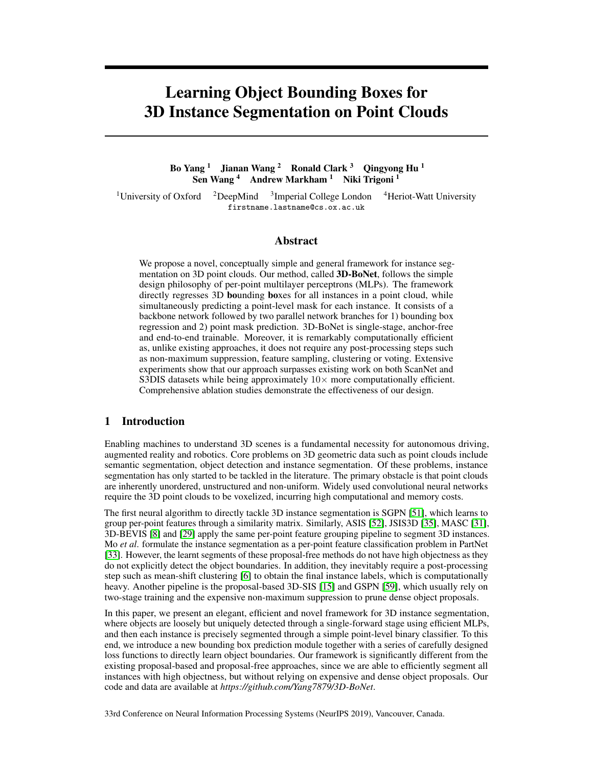# Learning Object Bounding Boxes for 3D Instance Segmentation on Point Clouds

**Bo Yang [1] Jianan Wang [2] Ronald Clark [3] Qingyong Hu [1]**
**Sen Wang [4] Andrew Markham [1] Niki Trigoni [1]**

[1]University of Oxford [2]DeepMind [3]Imperial College London [4]Heriot-Watt University
firstname.lastname@cs.ox.ac.uk

## Abstract

We propose a novel, conceptually simple and general framework for instance segmentation on 3D point clouds. Our method, called **3D-BoNet**, follows the simple design philosophy of per-point multilayer perceptrons (MLPs). The framework directly regresses 3D **bo**unding **box**es for all instances in a point cloud, while simultaneously predicting a point-level mask for each instance. It consists of a backbone network followed by two parallel network branches for 1) bounding box regression and 2) point mask prediction. 3D-BoNet is single-stage, anchor-free and end-to-end trainable. Moreover, it is remarkably computationally efficient as, unlike existing approaches, it does not require any post-processing steps such as non-maximum suppression, feature sampling, clustering or voting. Extensive experiments show that our approach surpasses existing work on both ScanNet and S3DIS datasets while being approximately $10\times$ more computationally efficient. Comprehensive ablation studies demonstrate the effectiveness of our design.

## 1 Introduction

Enabling machines to understand 3D scenes is a fundamental necessity for autonomous driving, augmented reality and robotics. Core problems on 3D geometric data such as point clouds include semantic segmentation, object detection and instance segmentation. Of these problems, instance segmentation has only started to be tackled in the literature. The primary obstacle is that point clouds are inherently unordered, unstructured and non-uniform. Widely used convolutional neural networks require the 3D point clouds to be voxelized, incurring high computational and memory costs.

The first neural algorithm to directly tackle 3D instance segmentation is SGPN [51], which learns to group per-point features through a similarity matrix. Similarly, ASIS [52], JSIS3D [35], MASC [31], 3D-BEVIS [8] and [29] apply the same per-point feature grouping pipeline to segment 3D instances. Mo *et al.* formulate the instance segmentation as a per-point feature classification problem in PartNet [33]. However, the learnt segments of these proposal-free methods do not have high objectness as they do not explicitly detect the object boundaries. In addition, they inevitably require a post-processing step such as mean-shift clustering [6] to obtain the final instance labels, which is computationally heavy. Another pipeline is the proposal-based 3D-SIS [15] and GSPN [59], which usually rely on two-stage training and the expensive non-maximum suppression to prune dense object proposals.

In this paper, we present an elegant, efficient and novel framework for 3D instance segmentation, where objects are loosely but uniquely detected through a single-forward stage using efficient MLPs, and then each instance is precisely segmented through a simple point-level binary classifier. To this end, we introduce a new bounding box prediction module together with a series of carefully designed loss functions to directly learn object boundaries. Our framework is significantly different from the existing proposal-based and proposal-free approaches, since we are able to efficiently segment all instances with high objectness, but without relying on expensive and dense object proposals. Our code and data are available at *https://github.com/Yang7879/3D-BoNet*.

33rd Conference on Neural Information Processing Systems (NeurIPS 2019), Vancouver, Canada.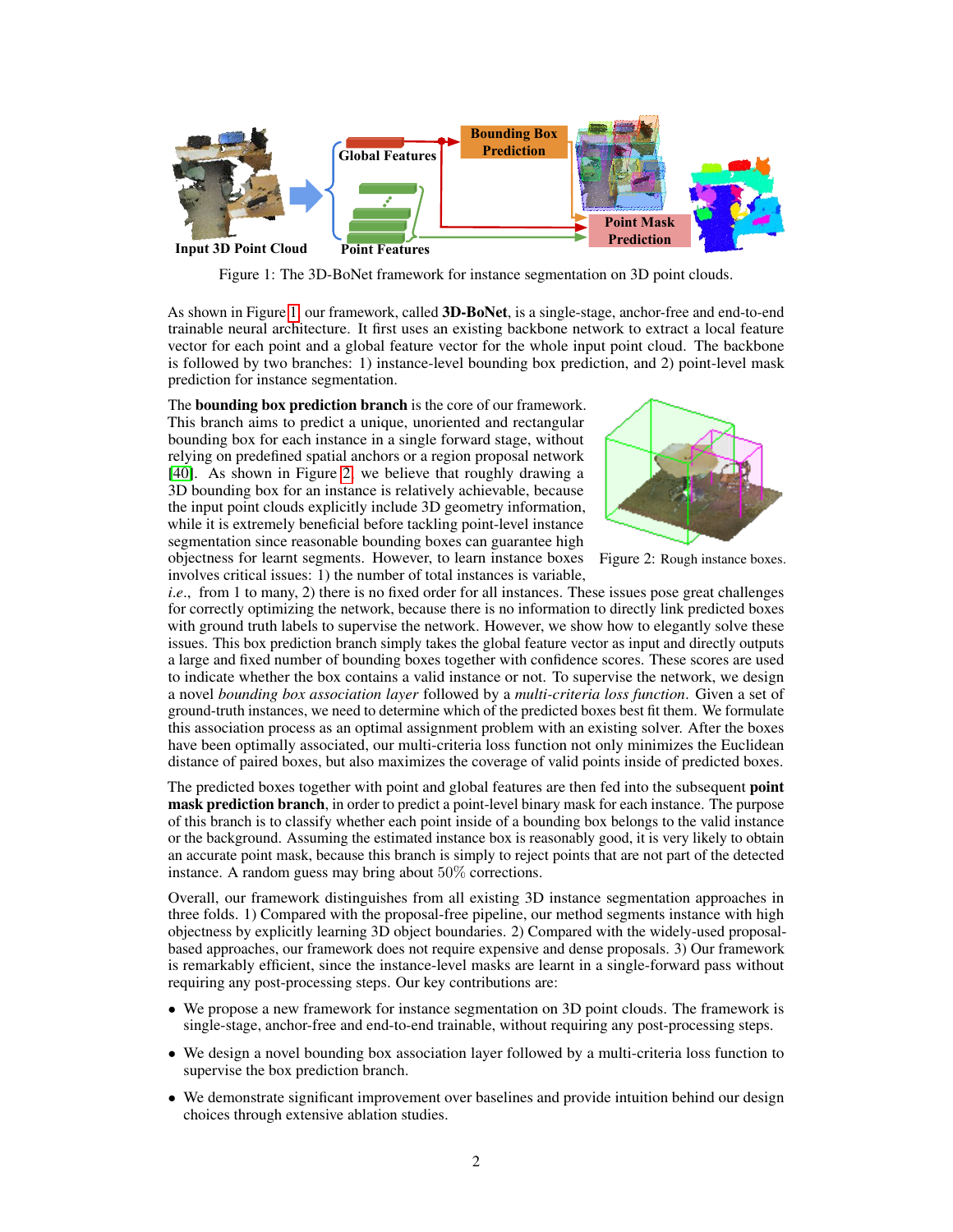Figure 1: The 3D-BoNet framework for instance segmentation on 3D point clouds.

As shown in Figure 1, our framework, called **3D-BoNet**, is a single-stage, anchor-free and end-to-end trainable neural architecture. It first uses an existing backbone network to extract a local feature vector for each point and a global feature vector for the whole input point cloud. The backbone is followed by two branches: 1) instance-level bounding box prediction, and 2) point-level mask prediction for instance segmentation.

The **bounding box prediction branch** is the core of our framework. This branch aims to predict a unique, unoriented and rectangular bounding box for each instance in a single forward stage, without relying on predefined spatial anchors or a region proposal network [40]. As shown in Figure 2, we believe that roughly drawing a 3D bounding box for an instance is relatively achievable, because the input point clouds explicitly include 3D geometry information, while it is extremely beneficial before tackling point-level instance segmentation since reasonable bounding boxes can guarantee high objectness for learnt segments. However, to learn instance boxes involves critical issues: 1) the number of total instances is variable, *i.e.*, from 1 to many, 2) there is no fixed order for all instances. These issues pose great challenges for correctly optimizing the network, because there is no information to directly link predicted boxes with ground truth labels to supervise the network. However, we show how to elegantly solve these issues. This box prediction branch simply takes the global feature vector as input and directly outputs a large and fixed number of bounding boxes together with confidence scores. These scores are used to indicate whether the box contains a valid instance or not. To supervise the network, we design a novel *bounding box association layer* followed by a *multi-criteria loss function*. Given a set of ground-truth instances, we need to determine which of the predicted boxes best fit them. We formulate this association process as an optimal assignment problem with an existing solver. After the boxes have been optimally associated, our multi-criteria loss function not only minimizes the Euclidean distance of paired boxes, but also maximizes the coverage of valid points inside of predicted boxes.

Figure 2: Rough instance boxes.

The predicted boxes together with point and global features are then fed into the subsequent **point mask prediction branch**, in order to predict a point-level binary mask for each instance. The purpose of this branch is to classify whether each point inside of a bounding box belongs to the valid instance or the background. Assuming the estimated instance box is reasonably good, it is very likely to obtain an accurate point mask, because this branch is simply to reject points that are not part of the detected instance. A random guess may bring about 50% corrections.

Overall, our framework distinguishes from all existing 3D instance segmentation approaches in three folds. 1) Compared with the proposal-free pipeline, our method segments instance with high objectness by explicitly learning 3D object boundaries. 2) Compared with the widely-used proposal-based approaches, our framework does not require expensive and dense proposals. 3) Our framework is remarkably efficient, since the instance-level masks are learnt in a single-forward pass without requiring any post-processing steps. Our key contributions are:

- We propose a new framework for instance segmentation on 3D point clouds. The framework is single-stage, anchor-free and end-to-end trainable, without requiring any post-processing steps.
- We design a novel bounding box association layer followed by a multi-criteria loss function to supervise the box prediction branch.
- We demonstrate significant improvement over baselines and provide intuition behind our design choices through extensive ablation studies.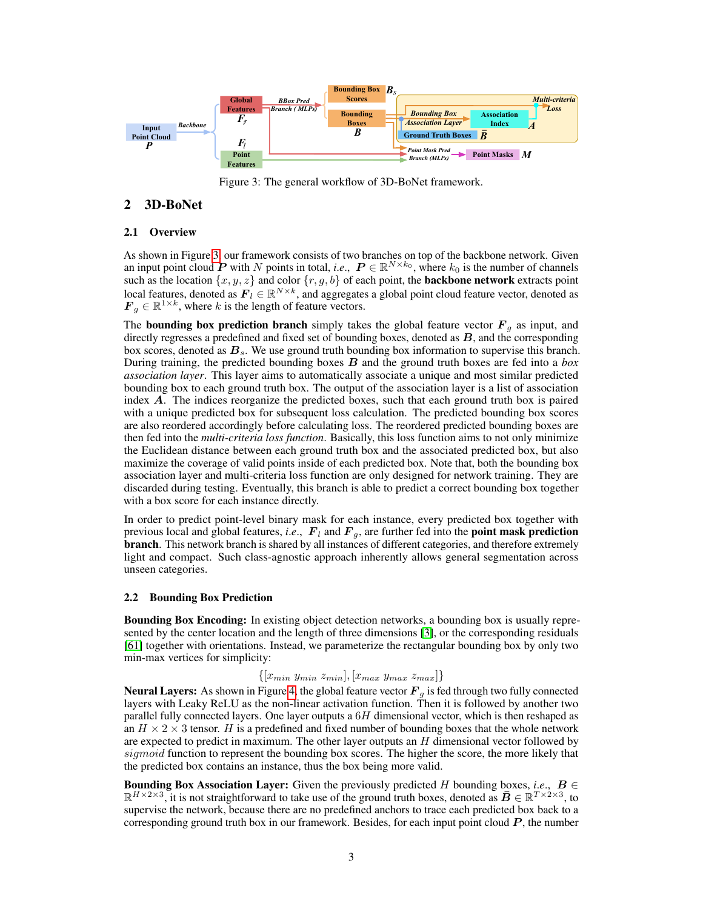Figure 3: The general workflow of 3D-BoNet framework.

## 2 3D-BoNet

### 2.1 Overview

As shown in Figure 3, our framework consists of two branches on top of the backbone network. Given an input point cloud $\boldsymbol{P}$ with $N$ points in total, *i.e.*, $\boldsymbol{P} \in \mathbb{R}^{N \times k_0}$, where $k_0$ is the number of channels such as the location $\{x, y, z\}$ and color $\{r, g, b\}$ of each point, the **backbone network** extracts point local features, denoted as $\boldsymbol{F}_l \in \mathbb{R}^{N \times k}$, and aggregates a global point cloud feature vector, denoted as $\boldsymbol{F}_g \in \mathbb{R}^{1 \times k}$, where $k$ is the length of feature vectors.

The **bounding box prediction branch** simply takes the global feature vector $\boldsymbol{F}_g$ as input, and directly regresses a predefined and fixed set of bounding boxes, denoted as $\boldsymbol{B}$, and the corresponding box scores, denoted as $\boldsymbol{B}_s$. We use ground truth bounding box information to supervise this branch. During training, the predicted bounding boxes $\boldsymbol{B}$ and the ground truth boxes are fed into a *box association layer*. This layer aims to automatically associate a unique and most similar predicted bounding box to each ground truth box. The output of the association layer is a list of association index $\boldsymbol{A}$. The indices reorganize the predicted boxes, such that each ground truth box is paired with a unique predicted box for subsequent loss calculation. The predicted bounding box scores are also reordered accordingly before calculating loss. The reordered predicted bounding boxes are then fed into the *multi-criteria loss function*. Basically, this loss function aims to not only minimize the Euclidean distance between each ground truth box and the associated predicted box, but also maximize the coverage of valid points inside of each predicted box. Note that, both the bounding box association layer and multi-criteria loss function are only designed for network training. They are discarded during testing. Eventually, this branch is able to predict a correct bounding box together with a box score for each instance directly.

In order to predict point-level binary mask for each instance, every predicted box together with previous local and global features, *i.e.*, $\boldsymbol{F}_l$ and $\boldsymbol{F}_g$, are further fed into the **point mask prediction branch**. This network branch is shared by all instances of different categories, and therefore extremely light and compact. Such class-agnostic approach inherently allows general segmentation across unseen categories.

### 2.2 Bounding Box Prediction

**Bounding Box Encoding:** In existing object detection networks, a bounding box is usually represented by the center location and the length of three dimensions [3], or the corresponding residuals [61] together with orientations. Instead, we parameterize the rectangular bounding box by only two min-max vertices for simplicity:

$$\{[x_{min}\ y_{min}\ z_{min}], [x_{max}\ y_{max}\ z_{max}]\}$$

**Neural Layers:** As shown in Figure 4, the global feature vector $\boldsymbol{F}_g$ is fed through two fully connected layers with Leaky ReLU as the non-linear activation function. Then it is followed by another two parallel fully connected layers. One layer outputs a $6H$ dimensional vector, which is then reshaped as an $H \times 2 \times 3$ tensor. $H$ is a predefined and fixed number of bounding boxes that the whole network are expected to predict in maximum. The other layer outputs an $H$ dimensional vector followed by $sigmoid$ function to represent the bounding box scores. The higher the score, the more likely that the predicted box contains an instance, thus the box being more valid.

**Bounding Box Association Layer:** Given the previously predicted $H$ bounding boxes, *i.e.*, $\boldsymbol{B} \in \mathbb{R}^{H \times 2 \times 3}$, it is not straightforward to take use of the ground truth boxes, denoted as $\bar{\boldsymbol{B}} \in \mathbb{R}^{T \times 2 \times 3}$, to supervise the network, because there are no predefined anchors to trace each predicted box back to a corresponding ground truth box in our framework. Besides, for each input point cloud $\boldsymbol{P}$, the number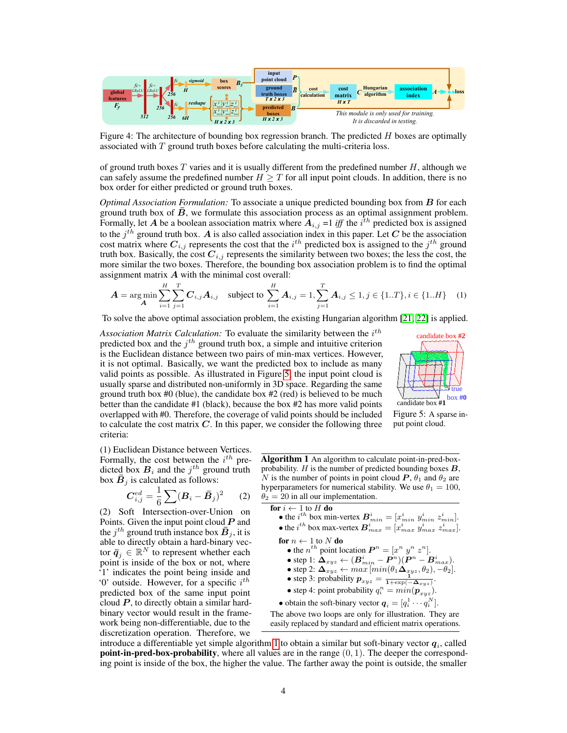Figure 4: The architecture of bounding box regression branch. The predicted $H$ boxes are optimally associated with $T$ ground truth boxes before calculating the multi-criteria loss.

of ground truth boxes $T$ varies and it is usually different from the predefined number $H$, although we can safely assume the predefined number $H \geq T$ for all input point clouds. In addition, there is no box order for either predicted or ground truth boxes.

*Optimal Association Formulation:* To associate a unique predicted bounding box from $\boldsymbol{B}$ for each ground truth box of $\bar{\boldsymbol{B}}$, we formulate this association process as an optimal assignment problem. Formally, let $\boldsymbol{A}$ be a boolean association matrix where $\boldsymbol{A}_{i,j}$ =1 *iff* the $i^{th}$ predicted box is assigned to the $j^{th}$ ground truth box. $\boldsymbol{A}$ is also called association index in this paper. Let $\boldsymbol{C}$ be the association cost matrix where $\boldsymbol{C}_{i,j}$ represents the cost that the $i^{th}$ predicted box is assigned to the $j^{th}$ ground truth box. Basically, the cost $\boldsymbol{C}_{i,j}$ represents the similarity between two boxes; the less the cost, the more similar the two boxes. Therefore, the bounding box association problem is to find the optimal assignment matrix $\boldsymbol{A}$ with the minimal cost overall:

$$\boldsymbol{A} = \arg\min_{\boldsymbol{A}} \sum_{i=1}^{H}\sum_{j=1}^{T} \boldsymbol{C}_{i,j}\boldsymbol{A}_{i,j} \quad \text{subject to} \sum_{i=1}^{H}\boldsymbol{A}_{i,j} = 1, \sum_{j=1}^{T}\boldsymbol{A}_{i,j} \leq 1, j \in \{1..T\}, i \in \{1..H\} \quad (1)$$

To solve the above optimal association problem, the existing Hungarian algorithm [21, 22] is applied.

*Association Matrix Calculation:* To evaluate the similarity between the $i^{th}$ predicted box and the $j^{th}$ ground truth box, a simple and intuitive criterion is the Euclidean distance between two pairs of min-max vertices. However, it is not optimal. Basically, we want the predicted box to include as many valid points as possible. As illustrated in Figure 5, the input point cloud is usually sparse and distributed non-uniformly in 3D space. Regarding the same ground truth box #0 (blue), the candidate box #2 (red) is believed to be much better than the candidate #1 (black), because the box #2 has more valid points overlapped with #0. Therefore, the coverage of valid points should be included to calculate the cost matrix $\boldsymbol{C}$. In this paper, we consider the following three criteria:

Figure 5: A sparse input point cloud.

(1) Euclidean Distance between Vertices. Formally, the cost between the $i^{th}$ predicted box $\boldsymbol{B}_i$ and the $j^{th}$ ground truth box $\bar{\boldsymbol{B}}_j$ is calculated as follows:

$$\boldsymbol{C}^{ed}_{i,j} = \frac{1}{6}\sum(\boldsymbol{B}_i - \bar{\boldsymbol{B}}_j)^2 \quad (2)$$

(2) Soft Intersection-over-Union on Points. Given the input point cloud $\boldsymbol{P}$ and the $j^{th}$ ground truth instance box $\bar{\boldsymbol{B}}_j$, it is able to directly obtain a hard-binary vector $\bar{\boldsymbol{q}}_j \in \mathbb{R}^N$ to represent whether each point is inside of the box or not, where '1' indicates the point being inside and '0' outside. However, for a specific $i^{th}$ predicted box of the same input point cloud $\boldsymbol{P}$, to directly obtain a similar hard-binary vector would result in the framework being non-differentiable, due to the discretization operation. Therefore, we introduce a differentiable yet simple algorithm 1 to obtain a similar but soft-binary vector $\boldsymbol{q}_i$, called **point-in-pred-box-probability**, where all values are in the range $(0, 1)$. The deeper the corresponding point is inside of the box, the higher the value. The farther away the point is outside, the smaller

**Algorithm 1** An algorithm to calculate point-in-pred-box-probability. $H$ is the number of predicted bounding boxes $\boldsymbol{B}$, $N$ is the number of points in point cloud $\boldsymbol{P}$, $\theta_1$ and $\theta_2$ are hyperparameters for numerical stability. We use $\theta_1 = 100$, $\theta_2 = 20$ in all our implementation.

```
for i ← 1 to H do
  • the i-th box min-vertex B^i_min = [x^i_min y^i_min z^i_min].
  • the i-th box max-vertex B^i_max = [x^i_max y^i_max z^i_max].
  for n ← 1 to N do
    • the n-th point location P^n = [x^n y^n z^n].
    • step 1: Δ_xyz ← (B^i_min − P^n)(P^n − B^i_max).
    • step 2: Δ_xyz ← max[min(θ1 Δ_xyz, θ2), −θ2].
    • step 3: probability p_xyz = 1 / (1+exp(−Δ_xyz)).
    • step 4: point probability q^n_i = min(p_xyz).
  • obtain the soft-binary vector q_i = [q^1_i ··· q^N_i].
```

The above two loops are only for illustration. They are easily replaced by standard and efficient matrix operations.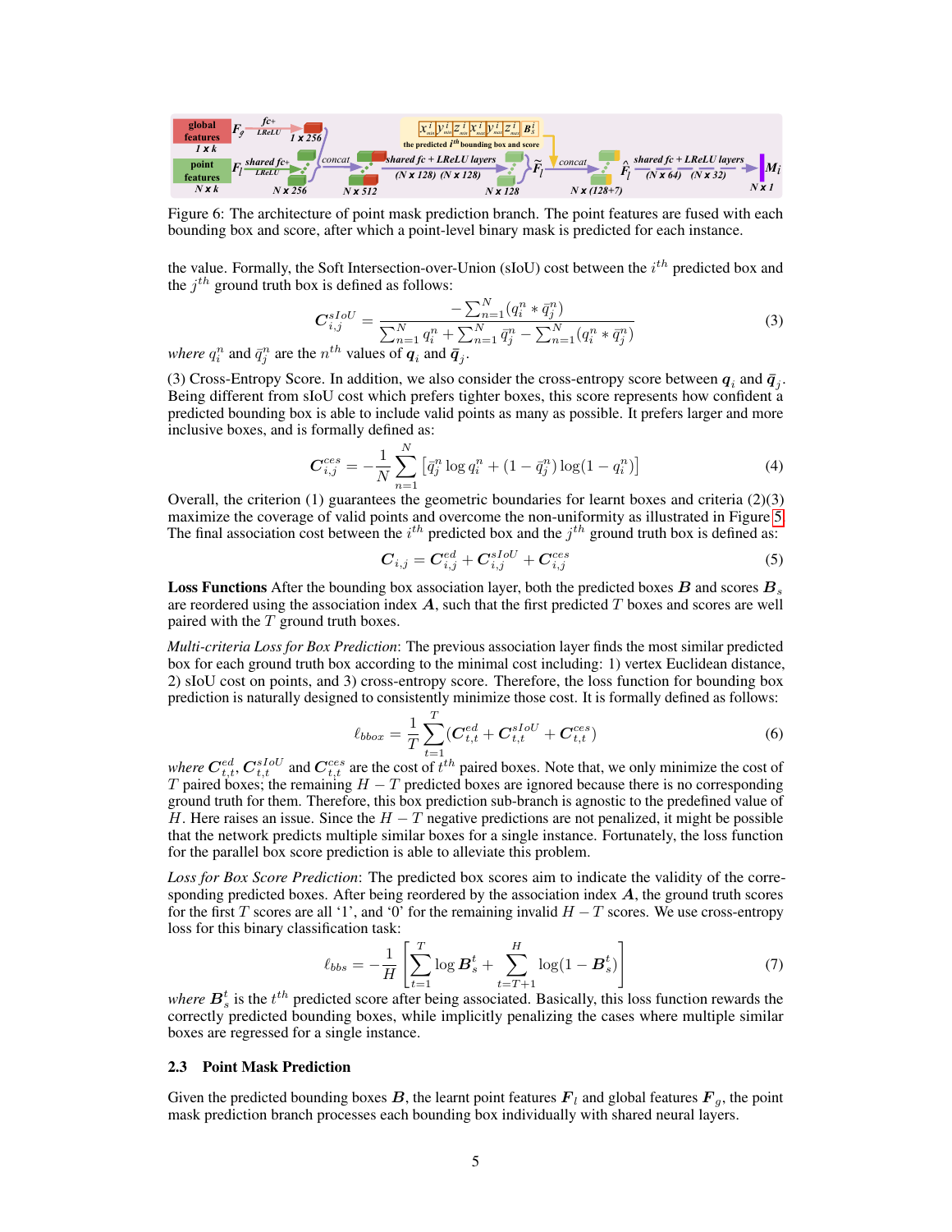Figure 6: The architecture of point mask prediction branch. The point features are fused with each bounding box and score, after which a point-level binary mask is predicted for each instance.

the value. Formally, the Soft Intersection-over-Union (sIoU) cost between the $i^{th}$ predicted box and the $j^{th}$ ground truth box is defined as follows:

$$\boldsymbol{C}_{i,j}^{sIoU} = \frac{-\sum_{n=1}^{N}(q_i^n * \bar{q}_j^n)}{\sum_{n=1}^{N} q_i^n + \sum_{n=1}^{N} \bar{q}_j^n - \sum_{n=1}^{N}(q_i^n * \bar{q}_j^n)} \tag{3}$$

*where* $q_i^n$ and $\bar{q}_j^n$ are the $n^{th}$ values of $\boldsymbol{q}_i$ and $\bar{\boldsymbol{q}}_j$.

(3) Cross-Entropy Score. In addition, we also consider the cross-entropy score between $\boldsymbol{q}_i$ and $\bar{\boldsymbol{q}}_j$. Being different from sIoU cost which prefers tighter boxes, this score represents how confident a predicted bounding box is able to include valid points as many as possible. It prefers larger and more inclusive boxes, and is formally defined as:

$$\boldsymbol{C}_{i,j}^{ces} = -\frac{1}{N}\sum_{n=1}^{N}\left[\bar{q}_j^n \log q_i^n + (1-\bar{q}_j^n)\log(1-q_i^n)\right] \tag{4}$$

Overall, the criterion (1) guarantees the geometric boundaries for learnt boxes and criteria (2)(3) maximize the coverage of valid points and overcome the non-uniformity as illustrated in Figure 5. The final association cost between the $i^{th}$ predicted box and the $j^{th}$ ground truth box is defined as:

$$\boldsymbol{C}_{i,j} = \boldsymbol{C}_{i,j}^{ed} + \boldsymbol{C}_{i,j}^{sIoU} + \boldsymbol{C}_{i,j}^{ces} \tag{5}$$

**Loss Functions** After the bounding box association layer, both the predicted boxes $\boldsymbol{B}$ and scores $\boldsymbol{B}_s$ are reordered using the association index $\boldsymbol{A}$, such that the first predicted $T$ boxes and scores are well paired with the $T$ ground truth boxes.

*Multi-criteria Loss for Box Prediction*: The previous association layer finds the most similar predicted box for each ground truth box according to the minimal cost including: 1) vertex Euclidean distance, 2) sIoU cost on points, and 3) cross-entropy score. Therefore, the loss function for bounding box prediction is naturally designed to consistently minimize those cost. It is formally defined as follows:

$$\ell_{bbox} = \frac{1}{T}\sum_{t=1}^{T}(\boldsymbol{C}_{t,t}^{ed} + \boldsymbol{C}_{t,t}^{sIoU} + \boldsymbol{C}_{t,t}^{ces}) \tag{6}$$

*where* $\boldsymbol{C}_{t,t}^{ed}$, $\boldsymbol{C}_{t,t}^{sIoU}$ and $\boldsymbol{C}_{t,t}^{ces}$ are the cost of $t^{th}$ paired boxes. Note that, we only minimize the cost of $T$ paired boxes; the remaining $H-T$ predicted boxes are ignored because there is no corresponding ground truth for them. Therefore, this box prediction sub-branch is agnostic to the predefined value of $H$. Here raises an issue. Since the $H-T$ negative predictions are not penalized, it might be possible that the network predicts multiple similar boxes for a single instance. Fortunately, the loss function for the parallel box score prediction is able to alleviate this problem.

*Loss for Box Score Prediction*: The predicted box scores aim to indicate the validity of the corresponding predicted boxes. After being reordered by the association index $\boldsymbol{A}$, the ground truth scores for the first $T$ scores are all '1', and '0' for the remaining invalid $H-T$ scores. We use cross-entropy loss for this binary classification task:

$$\ell_{bbs} = -\frac{1}{H}\left[\sum_{t=1}^{T}\log \boldsymbol{B}_s^t + \sum_{t=T+1}^{H}\log(1-\boldsymbol{B}_s^t)\right] \tag{7}$$

*where* $\boldsymbol{B}_s^t$ is the $t^{th}$ predicted score after being associated. Basically, this loss function rewards the correctly predicted bounding boxes, while implicitly penalizing the cases where multiple similar boxes are regressed for a single instance.

### 2.3 Point Mask Prediction

Given the predicted bounding boxes $\boldsymbol{B}$, the learnt point features $\boldsymbol{F}_l$ and global features $\boldsymbol{F}_g$, the point mask prediction branch processes each bounding box individually with shared neural layers.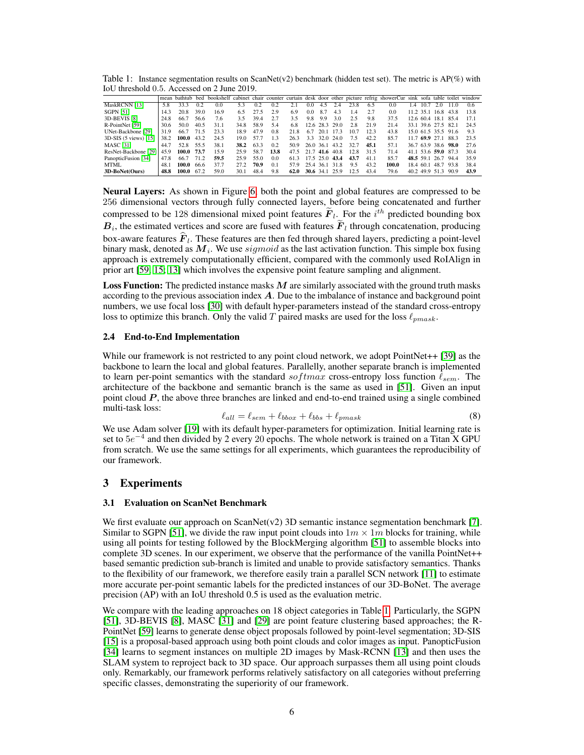Table 1: Instance segmentation results on ScanNet(v2) benchmark (hidden test set). The metric is AP(%) with IoU threshold 0.5. Accessed on 2 June 2019.

| | mean | bathtub | bed | bookshelf | cabinet | chair | counter | curtain | desk | door | other | picture | refrig | showerCur | sink | sofa | table | toilet | window |
|---|---|---|---|---|---|---|---|---|---|---|---|---|---|---|---|---|---|---|---|
| MaskRCNN [13] | 5.8 | 33.3 | 0.2 | 0.0 | 5.3 | 0.2 | 0.2 | 2.1 | 0.0 | 4.5 | 2.4 | 23.8 | 6.5 | 0.0 | 1.4 | 10.7 | 2.0 | 11.0 | 0.6 |
| SGPN [51] | 14.3 | 20.8 | 39.0 | 16.9 | 6.5 | 27.5 | 2.9 | 6.9 | 0.0 | 8.7 | 4.3 | 1.4 | 2.7 | 0.0 | 11.2 | 35.1 | 16.8 | 43.8 | 13.8 |
| 3D-BEVIS [8] | 24.8 | 66.7 | 56.6 | 7.6 | 3.5 | 39.4 | 2.7 | 3.5 | 9.8 | 9.9 | 3.0 | 2.5 | 9.8 | 37.5 | 12.6 | 60.4 | 18.1 | 85.4 | 17.1 |
| R-PointNet [59] | 30.6 | 50.0 | 40.5 | 31.1 | 34.8 | 58.9 | 5.4 | 6.8 | 12.6 | 28.3 | 29.0 | 2.8 | 21.9 | 21.4 | 33.1 | 39.6 | 27.5 | 82.1 | 24.5 |
| UNet-Backbone [29] | 31.9 | 66.7 | 71.5 | 23.3 | 18.9 | 47.9 | 0.8 | 21.8 | 6.7 | 20.1 | 17.3 | 10.7 | 12.3 | 43.8 | 15.0 | 61.5 | 35.5 | 91.6 | 9.3 |
| 3D-SIS (5 views) [15] | 38.2 | **100.0** | 43.2 | 24.5 | 19.0 | 57.7 | 1.3 | 26.3 | 3.3 | 32.0 | 24.0 | 7.5 | 42.2 | 85.7 | 11.7 | **69.9** | 27.1 | 88.3 | 23.5 |
| MASC [31] | 44.7 | 52.8 | 55.5 | 38.1 | **38.2** | 63.3 | 0.2 | 50.9 | 26.0 | 36.1 | 43.2 | 32.7 | **45.1** | 57.1 | 36.7 | 63.9 | 38.6 | **98.0** | 27.6 |
| ResNet-Backbone [29] | 45.9 | **100.0** | **73.7** | 15.9 | 25.9 | 58.7 | **13.8** | 47.5 | 21.7 | **41.6** | 40.8 | 12.8 | 31.5 | 71.4 | 41.1 | 53.6 | **59.0** | 87.3 | 30.4 |
| PanopticFusion [34] | 47.8 | 66.7 | 71.2 | **59.5** | 25.9 | 55.0 | 0.0 | 61.3 | 17.5 | 25.0 | **43.4** | **43.7** | 41.1 | 85.7 | **48.5** | 59.1 | 26.7 | 94.4 | 35.9 |
| MTML | 48.1 | **100.0** | 66.6 | 37.7 | 27.2 | **70.9** | 0.1 | 57.9 | 25.4 | 36.1 | 31.8 | 9.5 | 43.2 | **100.0** | 18.4 | 60.1 | 48.7 | 93.8 | 38.4 |
| **3D-BoNet(Ours)** | **48.8** | **100.0** | 67.2 | 59.0 | 30.1 | 48.4 | 9.8 | **62.0** | **30.6** | 34.1 | 25.9 | 12.5 | 43.4 | 79.6 | 40.2 | 49.9 | 51.3 | 90.9 | **43.9** |

**Neural Layers:** As shown in Figure 6, both the point and global features are compressed to be 256 dimensional vectors through fully connected layers, before being concatenated and further compressed to be 128 dimensional mixed point features $\widetilde{\boldsymbol{F}}_l$. For the $i^{th}$ predicted bounding box $\boldsymbol{B}_i$, the estimated vertices and score are fused with features $\widetilde{\boldsymbol{F}}_l$ through concatenation, producing box-aware features $\widehat{\boldsymbol{F}}_l$. These features are then fed through shared layers, predicting a point-level binary mask, denoted as $\boldsymbol{M}_i$. We use $sigmoid$ as the last activation function. This simple box fusing approach is extremely computationally efficient, compared with the commonly used RoIAlign in prior art [59, 15, 13] which involves the expensive point feature sampling and alignment.

**Loss Function:** The predicted instance masks $\boldsymbol{M}$ are similarly associated with the ground truth masks according to the previous association index $\boldsymbol{A}$. Due to the imbalance of instance and background point numbers, we use focal loss [30] with default hyper-parameters instead of the standard cross-entropy loss to optimize this branch. Only the valid $T$ paired masks are used for the loss $\ell_{pmask}$.

### 2.4 End-to-End Implementation

While our framework is not restricted to any point cloud network, we adopt PointNet++ [39] as the backbone to learn the local and global features. Parallelly, another separate branch is implemented to learn per-point semantics with the standard $softmax$ cross-entropy loss function $\ell_{sem}$. The architecture of the backbone and semantic branch is the same as used in [51]. Given an input point cloud $\boldsymbol{P}$, the above three branches are linked and end-to-end trained using a single combined multi-task loss:

$$\ell_{all} = \ell_{sem} + \ell_{bbox} + \ell_{bbs} + \ell_{pmask} \tag{8}$$

We use Adam solver [19] with its default hyper-parameters for optimization. Initial learning rate is set to $5e^{-4}$ and then divided by 2 every 20 epochs. The whole network is trained on a Titan X GPU from scratch. We use the same settings for all experiments, which guarantees the reproducibility of our framework.

## 3 Experiments

### 3.1 Evaluation on ScanNet Benchmark

We first evaluate our approach on ScanNet(v2) 3D semantic instance segmentation benchmark [7]. Similar to SGPN [51], we divide the raw input point clouds into $1m \times 1m$ blocks for training, while using all points for testing followed by the BlockMerging algorithm [51] to assemble blocks into complete 3D scenes. In our experiment, we observe that the performance of the vanilla PointNet++ based semantic prediction sub-branch is limited and unable to provide satisfactory semantics. Thanks to the flexibility of our framework, we therefore easily train a parallel SCN network [11] to estimate more accurate per-point semantic labels for the predicted instances of our 3D-BoNet. The average precision (AP) with an IoU threshold 0.5 is used as the evaluation metric.

We compare with the leading approaches on 18 object categories in Table 1. Particularly, the SGPN [51], 3D-BEVIS [8], MASC [31] and [29] are point feature clustering based approaches; the R-PointNet [59] learns to generate dense object proposals followed by point-level segmentation; 3D-SIS [15] is a proposal-based approach using both point clouds and color images as input. PanopticFusion [34] learns to segment instances on multiple 2D images by Mask-RCNN [13] and then uses the SLAM system to reproject back to 3D space. Our approach surpasses them all using point clouds only. Remarkably, our framework performs relatively satisfactory on all categories without preferring specific classes, demonstrating the superiority of our framework.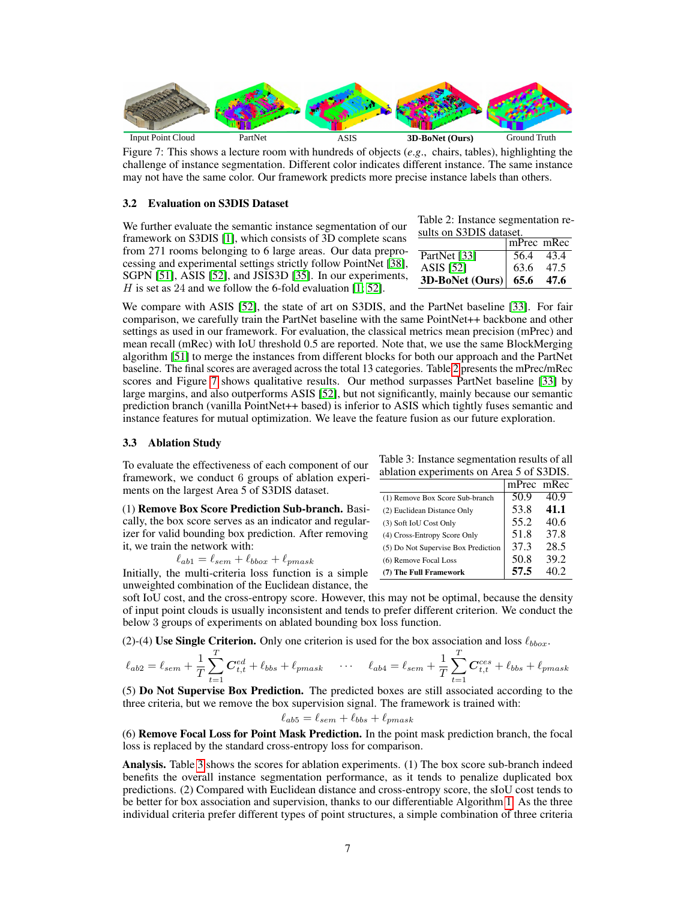Input Point Cloud | PartNet | ASIS | **3D-BoNet (Ours)** | Ground Truth

Figure 7: This shows a lecture room with hundreds of objects (*e.g.*, chairs, tables), highlighting the challenge of instance segmentation. Different color indicates different instance. The same instance may not have the same color. Our framework predicts more precise instance labels than others.

### 3.2 Evaluation on S3DIS Dataset

We further evaluate the semantic instance segmentation of our framework on S3DIS [1], which consists of 3D complete scans from 271 rooms belonging to 6 large areas. Our data preprocessing and experimental settings strictly follow PointNet [38], SGPN [51], ASIS [52], and JSIS3D [35]. In our experiments, $H$ is set as 24 and we follow the 6-fold evaluation [1, 52].

Table 2: Instance segmentation results on S3DIS dataset.

| | mPrec | mRec |
|---|---|---|
| PartNet [33] | 56.4 | 43.4 |
| ASIS [52] | 63.6 | 47.5 |
| **3D-BoNet (Ours)** | **65.6** | **47.6** |

We compare with ASIS [52], the state of art on S3DIS, and the PartNet baseline [33]. For fair comparison, we carefully train the PartNet baseline with the same PointNet++ backbone and other settings as used in our framework. For evaluation, the classical metrics mean precision (mPrec) and mean recall (mRec) with IoU threshold 0.5 are reported. Note that, we use the same BlockMerging algorithm [51] to merge the instances from different blocks for both our approach and the PartNet baseline. The final scores are averaged across the total 13 categories. Table 2 presents the mPrec/mRec scores and Figure 7 shows qualitative results. Our method surpasses PartNet baseline [33] by large margins, and also outperforms ASIS [52], but not significantly, mainly because our semantic prediction branch (vanilla PointNet++ based) is inferior to ASIS which tightly fuses semantic and instance features for mutual optimization. We leave the feature fusion as our future exploration.

### 3.3 Ablation Study

To evaluate the effectiveness of each component of our framework, we conduct 6 groups of ablation experiments on the largest Area 5 of S3DIS dataset.

Table 3: Instance segmentation results of all ablation experiments on Area 5 of S3DIS.

| | mPrec | mRec |
|---|---|---|
| (1) Remove Box Score Sub-branch | 50.9 | 40.9 |
| (2) Euclidean Distance Only | 53.8 | **41.1** |
| (3) Soft IoU Cost Only | 55.2 | 40.6 |
| (4) Cross-Entropy Score Only | 51.8 | 37.8 |
| (5) Do Not Supervise Box Prediction | 37.3 | 28.5 |
| (6) Remove Focal Loss | 50.8 | 39.2 |
| **(7) The Full Framework** | **57.5** | 40.2 |

(1) **Remove Box Score Prediction Sub-branch.** Basically, the box score serves as an indicator and regularizer for valid bounding box prediction. After removing it, we train the network with:

$$\ell_{ab1} = \ell_{sem} + \ell_{bbox} + \ell_{pmask}$$

Initially, the multi-criteria loss function is a simple unweighted combination of the Euclidean distance, the soft IoU cost, and the cross-entropy score. However, this may not be optimal, because the density of input point clouds is usually inconsistent and tends to prefer different criterion. We conduct the below 3 groups of experiments on ablated bounding box loss function.

(2)-(4) **Use Single Criterion.** Only one criterion is used for the box association and loss $\ell_{bbox}$.

$$\ell_{ab2} = \ell_{sem} + \frac{1}{T}\sum_{t=1}^{T} \boldsymbol{C}^{ed}_{t,t} + \ell_{bbs} + \ell_{pmask} \quad \cdots \quad \ell_{ab4} = \ell_{sem} + \frac{1}{T}\sum_{t=1}^{T} \boldsymbol{C}^{ces}_{t,t} + \ell_{bbs} + \ell_{pmask}$$

(5) **Do Not Supervise Box Prediction.** The predicted boxes are still associated according to the three criteria, but we remove the box supervision signal. The framework is trained with:

$$\ell_{ab5} = \ell_{sem} + \ell_{bbs} + \ell_{pmask}$$

(6) **Remove Focal Loss for Point Mask Prediction.** In the point mask prediction branch, the focal loss is replaced by the standard cross-entropy loss for comparison.

**Analysis.** Table 3 shows the scores for ablation experiments. (1) The box score sub-branch indeed benefits the overall instance segmentation performance, as it tends to penalize duplicated box predictions. (2) Compared with Euclidean distance and cross-entropy score, the sIoU cost tends to be better for box association and supervision, thanks to our differentiable Algorithm 1. As the three individual criteria prefer different types of point structures, a simple combination of three criteria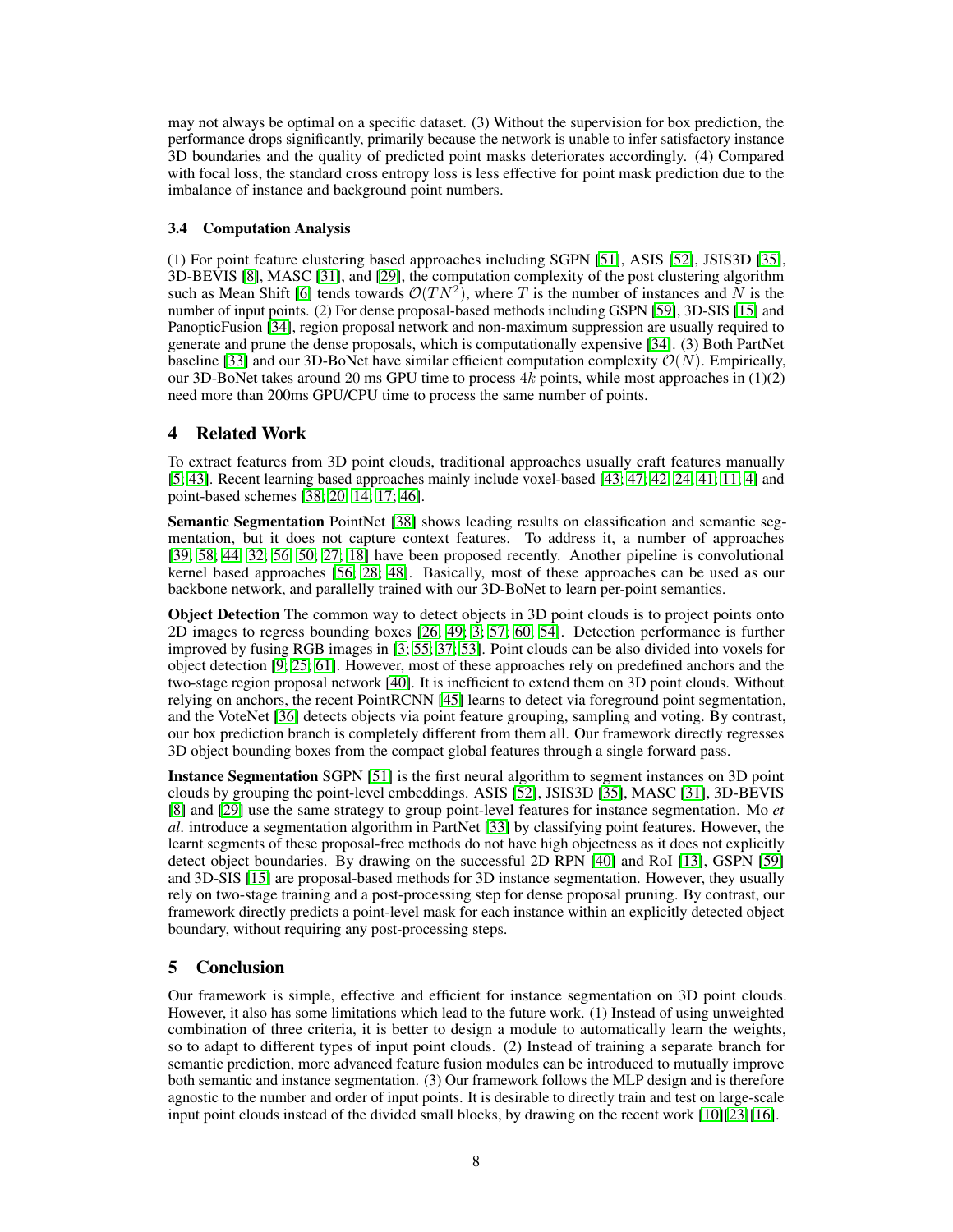may not always be optimal on a specific dataset. (3) Without the supervision for box prediction, the performance drops significantly, primarily because the network is unable to infer satisfactory instance 3D boundaries and the quality of predicted point masks deteriorates accordingly. (4) Compared with focal loss, the standard cross entropy loss is less effective for point mask prediction due to the imbalance of instance and background point numbers.

### 3.4 Computation Analysis

(1) For point feature clustering based approaches including SGPN [51], ASIS [52], JSIS3D [35], 3D-BEVIS [8], MASC [31], and [29], the computation complexity of the post clustering algorithm such as Mean Shift [6] tends towards $\mathcal{O}(TN^2)$, where $T$ is the number of instances and $N$ is the number of input points. (2) For dense proposal-based methods including GSPN [59], 3D-SIS [15] and PanopticFusion [34], region proposal network and non-maximum suppression are usually required to generate and prune the dense proposals, which is computationally expensive [34]. (3) Both PartNet baseline [33] and our 3D-BoNet have similar efficient computation complexity $\mathcal{O}(N)$. Empirically, our 3D-BoNet takes around 20 ms GPU time to process $4k$ points, while most approaches in (1)(2) need more than 200ms GPU/CPU time to process the same number of points.

## 4 Related Work

To extract features from 3D point clouds, traditional approaches usually craft features manually [5, 43]. Recent learning based approaches mainly include voxel-based [43, 47, 42, 24, 41, 11, 4] and point-based schemes [38, 20, 14, 17, 46].

**Semantic Segmentation** PointNet [38] shows leading results on classification and semantic segmentation, but it does not capture context features. To address it, a number of approaches [39, 58, 44, 32, 56, 50, 27, 18] have been proposed recently. Another pipeline is convolutional kernel based approaches [56, 28, 48]. Basically, most of these approaches can be used as our backbone network, and parallelly trained with our 3D-BoNet to learn per-point semantics.

**Object Detection** The common way to detect objects in 3D point clouds is to project points onto 2D images to regress bounding boxes [26, 49, 3, 57, 60, 54]. Detection performance is further improved by fusing RGB images in [3, 55, 37, 53]. Point clouds can be also divided into voxels for object detection [9, 25, 61]. However, most of these approaches rely on predefined anchors and the two-stage region proposal network [40]. It is inefficient to extend them on 3D point clouds. Without relying on anchors, the recent PointRCNN [45] learns to detect via foreground point segmentation, and the VoteNet [36] detects objects via point feature grouping, sampling and voting. By contrast, our box prediction branch is completely different from them all. Our framework directly regresses 3D object bounding boxes from the compact global features through a single forward pass.

**Instance Segmentation** SGPN [51] is the first neural algorithm to segment instances on 3D point clouds by grouping the point-level embeddings. ASIS [52], JSIS3D [35], MASC [31], 3D-BEVIS [8] and [29] use the same strategy to group point-level features for instance segmentation. Mo *et al*. introduce a segmentation algorithm in PartNet [33] by classifying point features. However, the learnt segments of these proposal-free methods do not have high objectness as it does not explicitly detect object boundaries. By drawing on the successful 2D RPN [40] and RoI [13], GSPN [59] and 3D-SIS [15] are proposal-based methods for 3D instance segmentation. However, they usually rely on two-stage training and a post-processing step for dense proposal pruning. By contrast, our framework directly predicts a point-level mask for each instance within an explicitly detected object boundary, without requiring any post-processing steps.

## 5 Conclusion

Our framework is simple, effective and efficient for instance segmentation on 3D point clouds. However, it also has some limitations which lead to the future work. (1) Instead of using unweighted combination of three criteria, it is better to design a module to automatically learn the weights, so to adapt to different types of input point clouds. (2) Instead of training a separate branch for semantic prediction, more advanced feature fusion modules can be introduced to mutually improve both semantic and instance segmentation. (3) Our framework follows the MLP design and is therefore agnostic to the number and order of input points. It is desirable to directly train and test on large-scale input point clouds instead of the divided small blocks, by drawing on the recent work [10][23][16].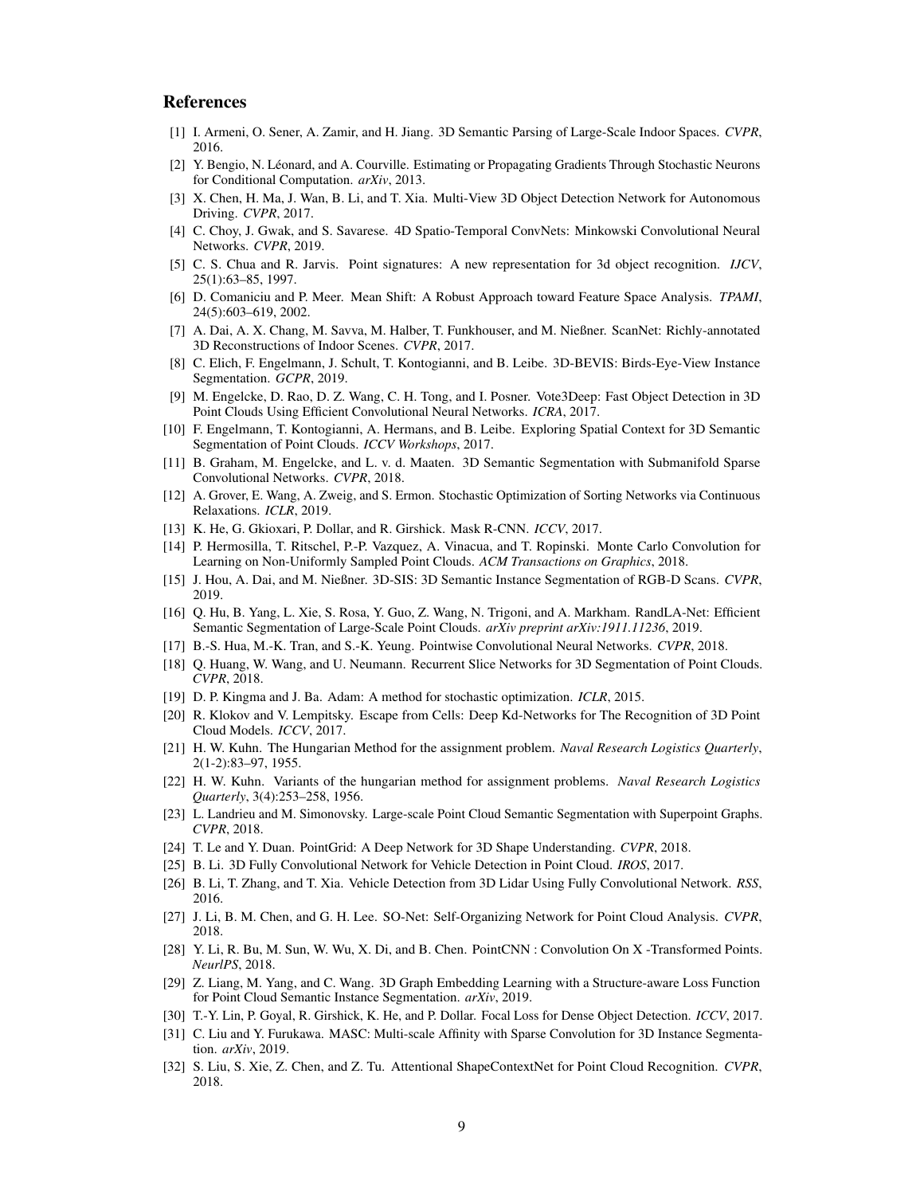## References

[1] I. Armeni, O. Sener, A. Zamir, and H. Jiang. 3D Semantic Parsing of Large-Scale Indoor Spaces. *CVPR*, 2016.

[2] Y. Bengio, N. Léonard, and A. Courville. Estimating or Propagating Gradients Through Stochastic Neurons for Conditional Computation. *arXiv*, 2013.

[3] X. Chen, H. Ma, J. Wan, B. Li, and T. Xia. Multi-View 3D Object Detection Network for Autonomous Driving. *CVPR*, 2017.

[4] C. Choy, J. Gwak, and S. Savarese. 4D Spatio-Temporal ConvNets: Minkowski Convolutional Neural Networks. *CVPR*, 2019.

[5] C. S. Chua and R. Jarvis. Point signatures: A new representation for 3d object recognition. *IJCV*, 25(1):63–85, 1997.

[6] D. Comaniciu and P. Meer. Mean Shift: A Robust Approach toward Feature Space Analysis. *TPAMI*, 24(5):603–619, 2002.

[7] A. Dai, A. X. Chang, M. Savva, M. Halber, T. Funkhouser, and M. Nießner. ScanNet: Richly-annotated 3D Reconstructions of Indoor Scenes. *CVPR*, 2017.

[8] C. Elich, F. Engelmann, J. Schult, T. Kontogianni, and B. Leibe. 3D-BEVIS: Birds-Eye-View Instance Segmentation. *GCPR*, 2019.

[9] M. Engelcke, D. Rao, D. Z. Wang, C. H. Tong, and I. Posner. Vote3Deep: Fast Object Detection in 3D Point Clouds Using Efficient Convolutional Neural Networks. *ICRA*, 2017.

[10] F. Engelmann, T. Kontogianni, A. Hermans, and B. Leibe. Exploring Spatial Context for 3D Semantic Segmentation of Point Clouds. *ICCV Workshops*, 2017.

[11] B. Graham, M. Engelcke, and L. v. d. Maaten. 3D Semantic Segmentation with Submanifold Sparse Convolutional Networks. *CVPR*, 2018.

[12] A. Grover, E. Wang, A. Zweig, and S. Ermon. Stochastic Optimization of Sorting Networks via Continuous Relaxations. *ICLR*, 2019.

[13] K. He, G. Gkioxari, P. Dollar, and R. Girshick. Mask R-CNN. *ICCV*, 2017.

[14] P. Hermosilla, T. Ritschel, P.-P. Vazquez, A. Vinacua, and T. Ropinski. Monte Carlo Convolution for Learning on Non-Uniformly Sampled Point Clouds. *ACM Transactions on Graphics*, 2018.

[15] J. Hou, A. Dai, and M. Nießner. 3D-SIS: 3D Semantic Instance Segmentation of RGB-D Scans. *CVPR*, 2019.

[16] Q. Hu, B. Yang, L. Xie, S. Rosa, Y. Guo, Z. Wang, N. Trigoni, and A. Markham. RandLA-Net: Efficient Semantic Segmentation of Large-Scale Point Clouds. *arXiv preprint arXiv:1911.11236*, 2019.

[17] B.-S. Hua, M.-K. Tran, and S.-K. Yeung. Pointwise Convolutional Neural Networks. *CVPR*, 2018.

[18] Q. Huang, W. Wang, and U. Neumann. Recurrent Slice Networks for 3D Segmentation of Point Clouds. *CVPR*, 2018.

[19] D. P. Kingma and J. Ba. Adam: A method for stochastic optimization. *ICLR*, 2015.

[20] R. Klokov and V. Lempitsky. Escape from Cells: Deep Kd-Networks for The Recognition of 3D Point Cloud Models. *ICCV*, 2017.

[21] H. W. Kuhn. The Hungarian Method for the assignment problem. *Naval Research Logistics Quarterly*, 2(1-2):83–97, 1955.

[22] H. W. Kuhn. Variants of the hungarian method for assignment problems. *Naval Research Logistics Quarterly*, 3(4):253–258, 1956.

[23] L. Landrieu and M. Simonovsky. Large-scale Point Cloud Semantic Segmentation with Superpoint Graphs. *CVPR*, 2018.

[24] T. Le and Y. Duan. PointGrid: A Deep Network for 3D Shape Understanding. *CVPR*, 2018.

[25] B. Li. 3D Fully Convolutional Network for Vehicle Detection in Point Cloud. *IROS*, 2017.

[26] B. Li, T. Zhang, and T. Xia. Vehicle Detection from 3D Lidar Using Fully Convolutional Network. *RSS*, 2016.

[27] J. Li, B. M. Chen, and G. H. Lee. SO-Net: Self-Organizing Network for Point Cloud Analysis. *CVPR*, 2018.

[28] Y. Li, R. Bu, M. Sun, W. Wu, X. Di, and B. Chen. PointCNN : Convolution On X -Transformed Points. *NeurlPS*, 2018.

[29] Z. Liang, M. Yang, and C. Wang. 3D Graph Embedding Learning with a Structure-aware Loss Function for Point Cloud Semantic Instance Segmentation. *arXiv*, 2019.

[30] T.-Y. Lin, P. Goyal, R. Girshick, K. He, and P. Dollar. Focal Loss for Dense Object Detection. *ICCV*, 2017.

[31] C. Liu and Y. Furukawa. MASC: Multi-scale Affinity with Sparse Convolution for 3D Instance Segmentation. *arXiv*, 2019.

[32] S. Liu, S. Xie, Z. Chen, and Z. Tu. Attentional ShapeContextNet for Point Cloud Recognition. *CVPR*, 2018.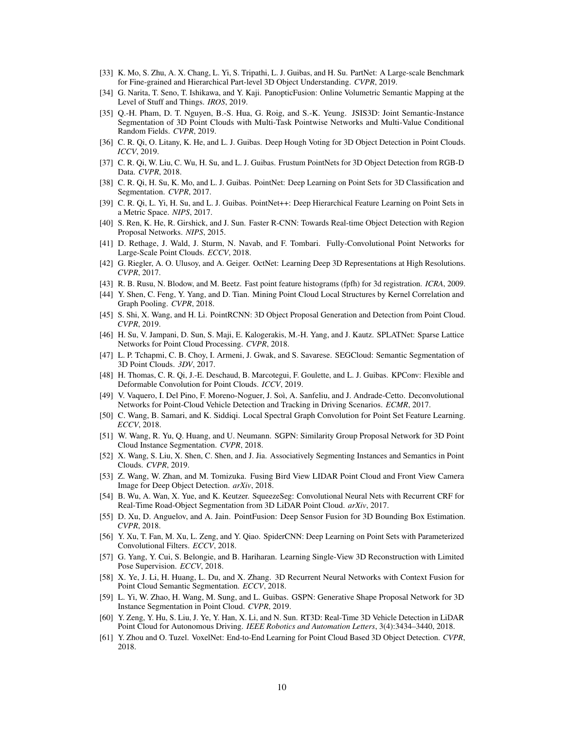[33] K. Mo, S. Zhu, A. X. Chang, L. Yi, S. Tripathi, L. J. Guibas, and H. Su. PartNet: A Large-scale Benchmark for Fine-grained and Hierarchical Part-level 3D Object Understanding. *CVPR*, 2019.

[34] G. Narita, T. Seno, T. Ishikawa, and Y. Kaji. PanopticFusion: Online Volumetric Semantic Mapping at the Level of Stuff and Things. *IROS*, 2019.

[35] Q.-H. Pham, D. T. Nguyen, B.-S. Hua, G. Roig, and S.-K. Yeung. JSIS3D: Joint Semantic-Instance Segmentation of 3D Point Clouds with Multi-Task Pointwise Networks and Multi-Value Conditional Random Fields. *CVPR*, 2019.

[36] C. R. Qi, O. Litany, K. He, and L. J. Guibas. Deep Hough Voting for 3D Object Detection in Point Clouds. *ICCV*, 2019.

[37] C. R. Qi, W. Liu, C. Wu, H. Su, and L. J. Guibas. Frustum PointNets for 3D Object Detection from RGB-D Data. *CVPR*, 2018.

[38] C. R. Qi, H. Su, K. Mo, and L. J. Guibas. PointNet: Deep Learning on Point Sets for 3D Classification and Segmentation. *CVPR*, 2017.

[39] C. R. Qi, L. Yi, H. Su, and L. J. Guibas. PointNet++: Deep Hierarchical Feature Learning on Point Sets in a Metric Space. *NIPS*, 2017.

[40] S. Ren, K. He, R. Girshick, and J. Sun. Faster R-CNN: Towards Real-time Object Detection with Region Proposal Networks. *NIPS*, 2015.

[41] D. Rethage, J. Wald, J. Sturm, N. Navab, and F. Tombari. Fully-Convolutional Point Networks for Large-Scale Point Clouds. *ECCV*, 2018.

[42] G. Riegler, A. O. Ulusoy, and A. Geiger. OctNet: Learning Deep 3D Representations at High Resolutions. *CVPR*, 2017.

[43] R. B. Rusu, N. Blodow, and M. Beetz. Fast point feature histograms (fpfh) for 3d registration. *ICRA*, 2009.

[44] Y. Shen, C. Feng, Y. Yang, and D. Tian. Mining Point Cloud Local Structures by Kernel Correlation and Graph Pooling. *CVPR*, 2018.

[45] S. Shi, X. Wang, and H. Li. PointRCNN: 3D Object Proposal Generation and Detection from Point Cloud. *CVPR*, 2019.

[46] H. Su, V. Jampani, D. Sun, S. Maji, E. Kalogerakis, M.-H. Yang, and J. Kautz. SPLATNet: Sparse Lattice Networks for Point Cloud Processing. *CVPR*, 2018.

[47] L. P. Tchapmi, C. B. Choy, I. Armeni, J. Gwak, and S. Savarese. SEGCloud: Semantic Segmentation of 3D Point Clouds. *3DV*, 2017.

[48] H. Thomas, C. R. Qi, J.-E. Deschaud, B. Marcotegui, F. Goulette, and L. J. Guibas. KPConv: Flexible and Deformable Convolution for Point Clouds. *ICCV*, 2019.

[49] V. Vaquero, I. Del Pino, F. Moreno-Noguer, J. Solà, A. Sanfeliu, and J. Andrade-Cetto. Deconvolutional Networks for Point-Cloud Vehicle Detection and Tracking in Driving Scenarios. *ECMR*, 2017.

[50] C. Wang, B. Samari, and K. Siddiqi. Local Spectral Graph Convolution for Point Set Feature Learning. *ECCV*, 2018.

[51] W. Wang, R. Yu, Q. Huang, and U. Neumann. SGPN: Similarity Group Proposal Network for 3D Point Cloud Instance Segmentation. *CVPR*, 2018.

[52] X. Wang, S. Liu, X. Shen, C. Shen, and J. Jia. Associatively Segmenting Instances and Semantics in Point Clouds. *CVPR*, 2019.

[53] Z. Wang, W. Zhan, and M. Tomizuka. Fusing Bird View LIDAR Point Cloud and Front View Camera Image for Deep Object Detection. *arXiv*, 2018.

[54] B. Wu, A. Wan, X. Yue, and K. Keutzer. SqueezeSeg: Convolutional Neural Nets with Recurrent CRF for Real-Time Road-Object Segmentation from 3D LiDAR Point Cloud. *arXiv*, 2017.

[55] D. Xu, D. Anguelov, and A. Jain. PointFusion: Deep Sensor Fusion for 3D Bounding Box Estimation. *CVPR*, 2018.

[56] Y. Xu, T. Fan, M. Xu, L. Zeng, and Y. Qiao. SpiderCNN: Deep Learning on Point Sets with Parameterized Convolutional Filters. *ECCV*, 2018.

[57] G. Yang, Y. Cui, S. Belongie, and B. Hariharan. Learning Single-View 3D Reconstruction with Limited Pose Supervision. *ECCV*, 2018.

[58] X. Ye, J. Li, H. Huang, L. Du, and X. Zhang. 3D Recurrent Neural Networks with Context Fusion for Point Cloud Semantic Segmentation. *ECCV*, 2018.

[59] L. Yi, W. Zhao, H. Wang, M. Sung, and L. Guibas. GSPN: Generative Shape Proposal Network for 3D Instance Segmentation in Point Cloud. *CVPR*, 2019.

[60] Y. Zeng, Y. Hu, S. Liu, J. Ye, Y. Han, X. Li, and N. Sun. RT3D: Real-Time 3D Vehicle Detection in LiDAR Point Cloud for Autonomous Driving. *IEEE Robotics and Automation Letters*, 3(4):3434–3440, 2018.

[61] Y. Zhou and O. Tuzel. VoxelNet: End-to-End Learning for Point Cloud Based 3D Object Detection. *CVPR*, 2018.